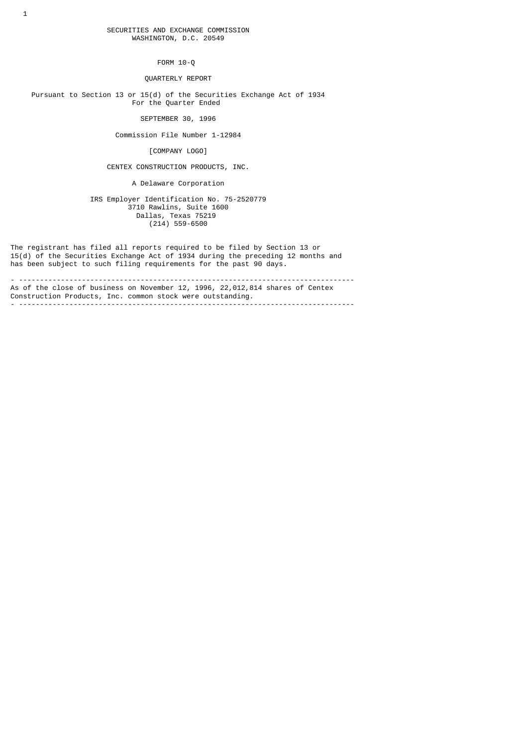SECURITIES AND EXCHANGE COMMISSION
WASHINGTON, D.C. 20549

# FORM 10-Q

## QUARTERLY REPORT

Pursuant to Section 13 or 15(d) of the Securities Exchange Act of 1934
For the Quarter Ended

SEPTEMBER 30, 1996

Commission File Number 1-12984

[COMPANY LOGO]

## CENTEX CONSTRUCTION PRODUCTS, INC.

A Delaware Corporation

IRS Employer Identification No. 75-2520779
3710 Rawlins, Suite 1600
Dallas, Texas 75219
(214) 559-6500

The registrant has filed all reports required to be filed by Section 13 or 15(d) of the Securities Exchange Act of 1934 during the preceding 12 months and has been subject to such filing requirements for the past 90 days.

---

As of the close of business on November 12, 1996, 22,012,814 shares of Centex Construction Products, Inc. common stock were outstanding.

---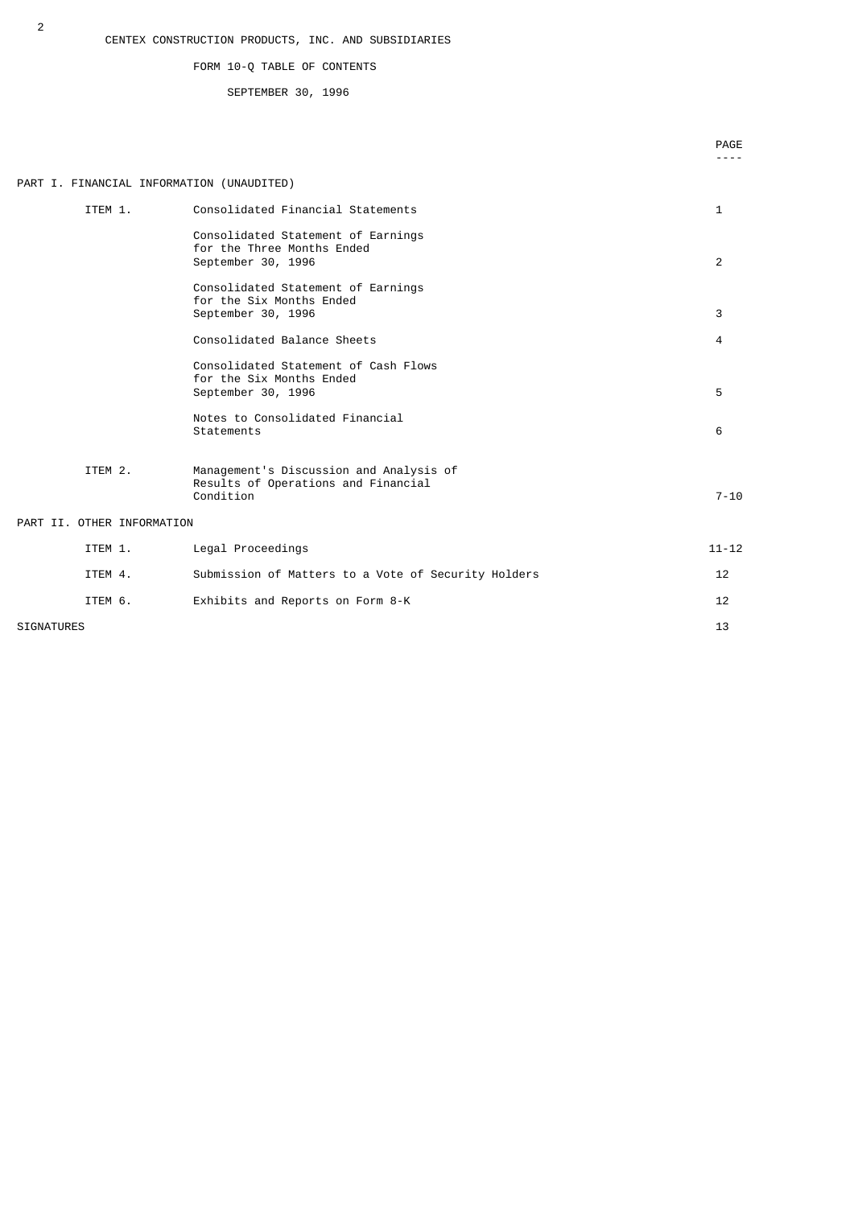CENTEX CONSTRUCTION PRODUCTS, INC. AND SUBSIDIARIES

FORM 10-Q TABLE OF CONTENTS

SEPTEMBER 30, 1996

| | | PAGE |
|---|---|---|
| PART I. FINANCIAL INFORMATION (UNAUDITED) | | |
| ITEM 1. | Consolidated Financial Statements | 1 |
| | Consolidated Statement of Earnings for the Three Months Ended September 30, 1996 | 2 |
| | Consolidated Statement of Earnings for the Six Months Ended September 30, 1996 | 3 |
| | Consolidated Balance Sheets | 4 |
| | Consolidated Statement of Cash Flows for the Six Months Ended September 30, 1996 | 5 |
| | Notes to Consolidated Financial Statements | 6 |
| ITEM 2. | Management's Discussion and Analysis of Results of Operations and Financial Condition | 7-10 |
| PART II. OTHER INFORMATION | | |
| ITEM 1. | Legal Proceedings | 11-12 |
| ITEM 4. | Submission of Matters to a Vote of Security Holders | 12 |
| ITEM 6. | Exhibits and Reports on Form 8-K | 12 |
| SIGNATURES | | 13 |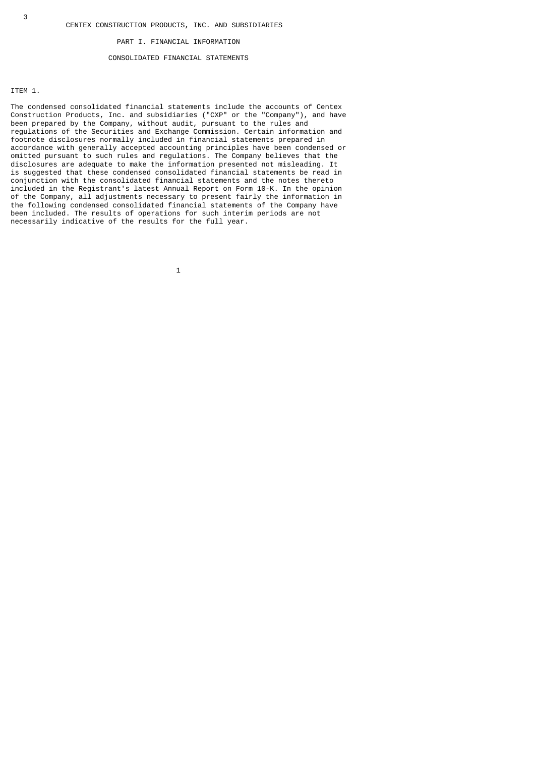# CENTEX CONSTRUCTION PRODUCTS, INC. AND SUBSIDIARIES

## PART I. FINANCIAL INFORMATION

## CONSOLIDATED FINANCIAL STATEMENTS

ITEM 1.

The condensed consolidated financial statements include the accounts of Centex Construction Products, Inc. and subsidiaries ("CXP" or the "Company"), and have been prepared by the Company, without audit, pursuant to the rules and regulations of the Securities and Exchange Commission. Certain information and footnote disclosures normally included in financial statements prepared in accordance with generally accepted accounting principles have been condensed or omitted pursuant to such rules and regulations. The Company believes that the disclosures are adequate to make the information presented not misleading. It is suggested that these condensed consolidated financial statements be read in conjunction with the consolidated financial statements and the notes thereto included in the Registrant's latest Annual Report on Form 10-K. In the opinion of the Company, all adjustments necessary to present fairly the information in the following condensed consolidated financial statements of the Company have been included. The results of operations for such interim periods are not necessarily indicative of the results for the full year.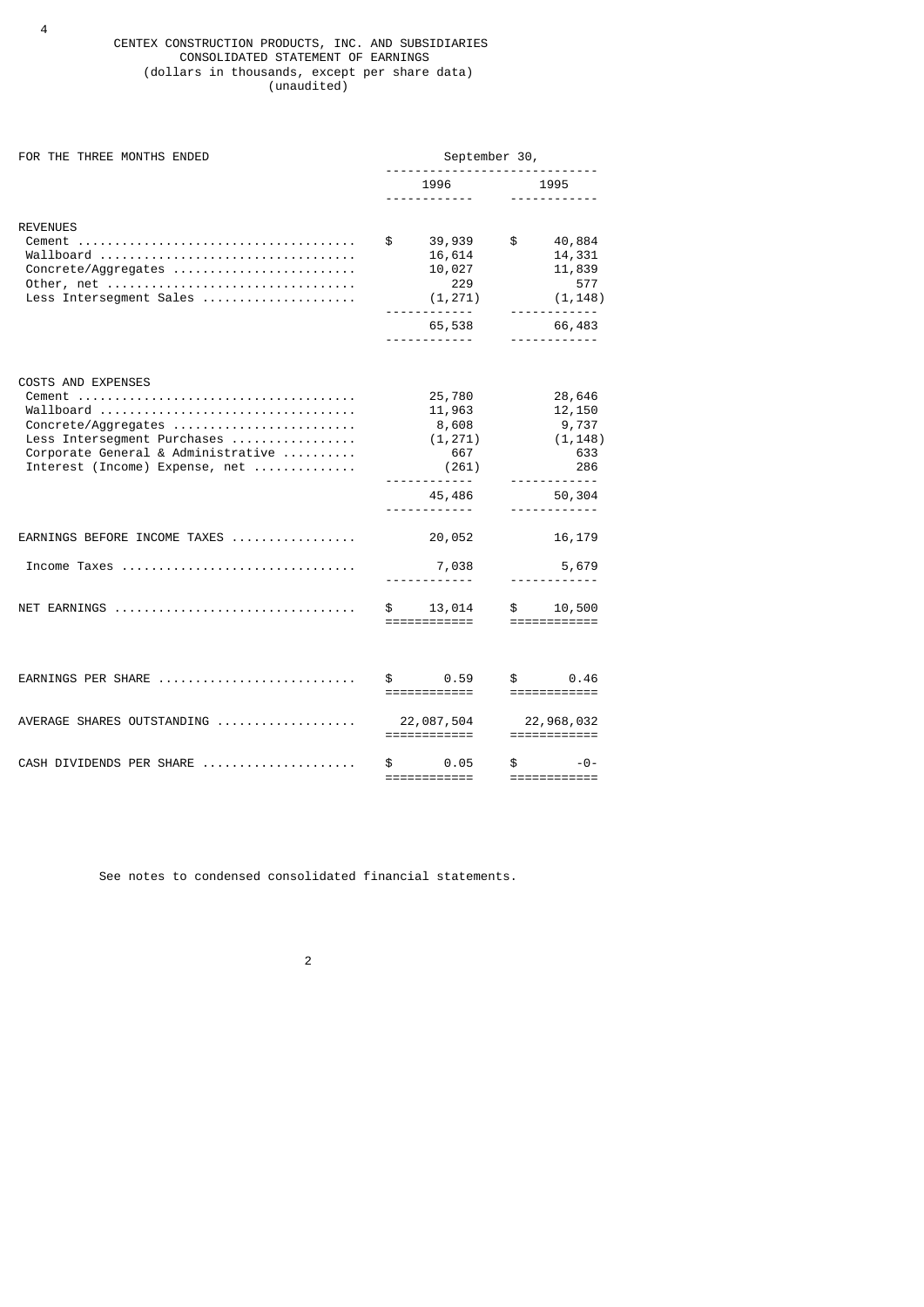# CENTEX CONSTRUCTION PRODUCTS, INC. AND SUBSIDIARIES

## CONSOLIDATED STATEMENT OF EARNINGS

(dollars in thousands, except per share data)
(unaudited)

| FOR THE THREE MONTHS ENDED | September 30, 1996 | September 30, 1995 |
|---|---|---|
| **REVENUES** | | |
| Cement | $ 39,939 | $ 40,884 |
| Wallboard | 16,614 | 14,331 |
| Concrete/Aggregates | 10,027 | 11,839 |
| Other, net | 229 | 577 |
| Less Intersegment Sales | (1,271) | (1,148) |
| | 65,538 | 66,483 |
| **COSTS AND EXPENSES** | | |
| Cement | 25,780 | 28,646 |
| Wallboard | 11,963 | 12,150 |
| Concrete/Aggregates | 8,608 | 9,737 |
| Less Intersegment Purchases | (1,271) | (1,148) |
| Corporate General & Administrative | 667 | 633 |
| Interest (Income) Expense, net | (261) | 286 |
| | 45,486 | 50,304 |
| EARNINGS BEFORE INCOME TAXES | 20,052 | 16,179 |
| Income Taxes | 7,038 | 5,679 |
| NET EARNINGS | $ 13,014 | $ 10,500 |
| EARNINGS PER SHARE | $ 0.59 | $ 0.46 |
| AVERAGE SHARES OUTSTANDING | 22,087,504 | 22,968,032 |
| CASH DIVIDENDS PER SHARE | $ 0.05 | $ -0- |

See notes to condensed consolidated financial statements.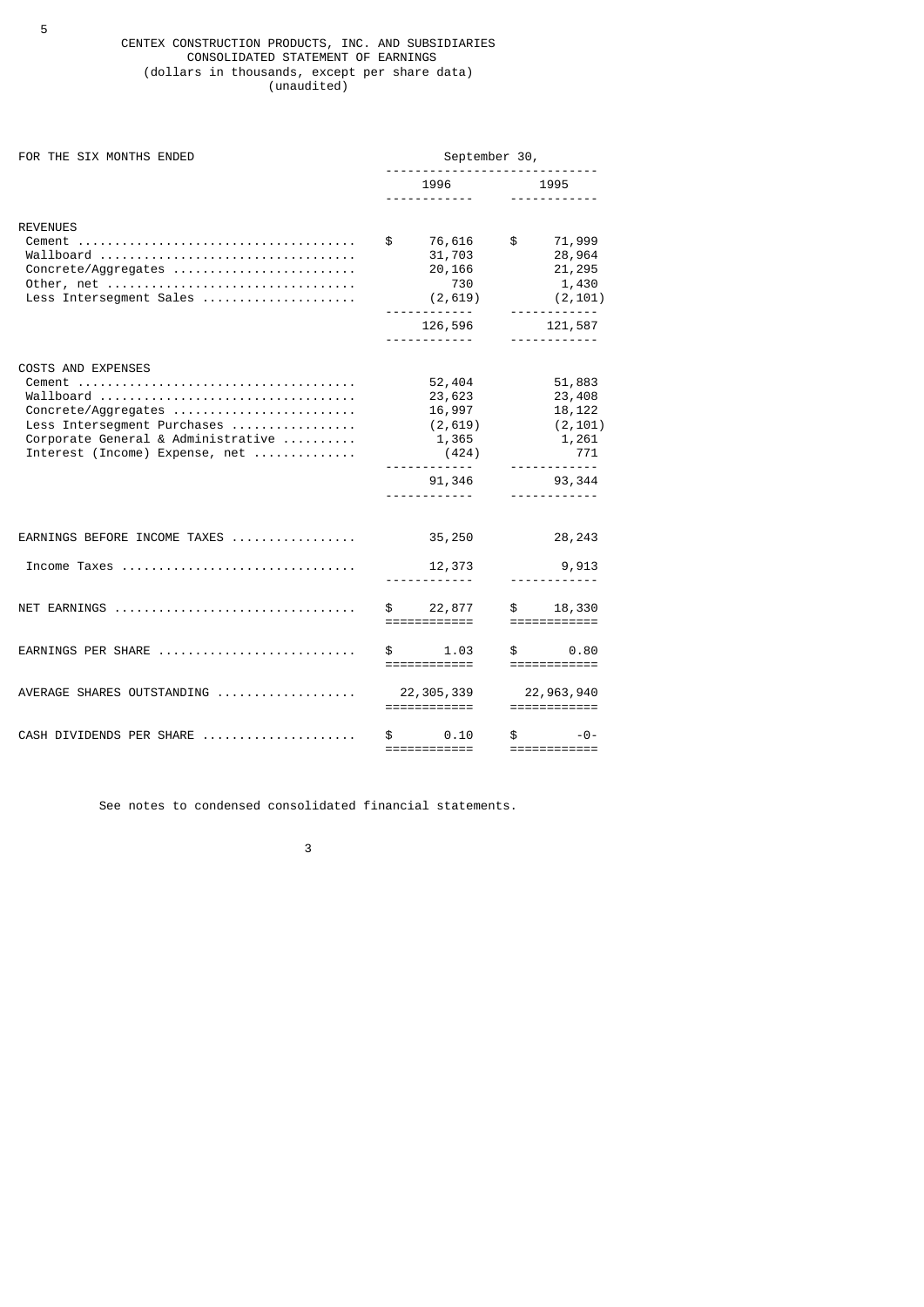# CENTEX CONSTRUCTION PRODUCTS, INC. AND SUBSIDIARIES

## CONSOLIDATED STATEMENT OF EARNINGS

(dollars in thousands, except per share data)
(unaudited)

| FOR THE SIX MONTHS ENDED | September 30, | |
|---|---|---|
| | 1996 | 1995 |
| **REVENUES** | | |
| Cement | $ 76,616 | $ 71,999 |
| Wallboard | 31,703 | 28,964 |
| Concrete/Aggregates | 20,166 | 21,295 |
| Other, net | 730 | 1,430 |
| Less Intersegment Sales | (2,619) | (2,101) |
| | 126,596 | 121,587 |
| **COSTS AND EXPENSES** | | |
| Cement | 52,404 | 51,883 |
| Wallboard | 23,623 | 23,408 |
| Concrete/Aggregates | 16,997 | 18,122 |
| Less Intersegment Purchases | (2,619) | (2,101) |
| Corporate General & Administrative | 1,365 | 1,261 |
| Interest (Income) Expense, net | (424) | 771 |
| | 91,346 | 93,344 |
| EARNINGS BEFORE INCOME TAXES | 35,250 | 28,243 |
| Income Taxes | 12,373 | 9,913 |
| NET EARNINGS | $ 22,877 | $ 18,330 |
| EARNINGS PER SHARE | $ 1.03 | $ 0.80 |
| AVERAGE SHARES OUTSTANDING | 22,305,339 | 22,963,940 |
| CASH DIVIDENDS PER SHARE | $ 0.10 | $ -0- |

See notes to condensed consolidated financial statements.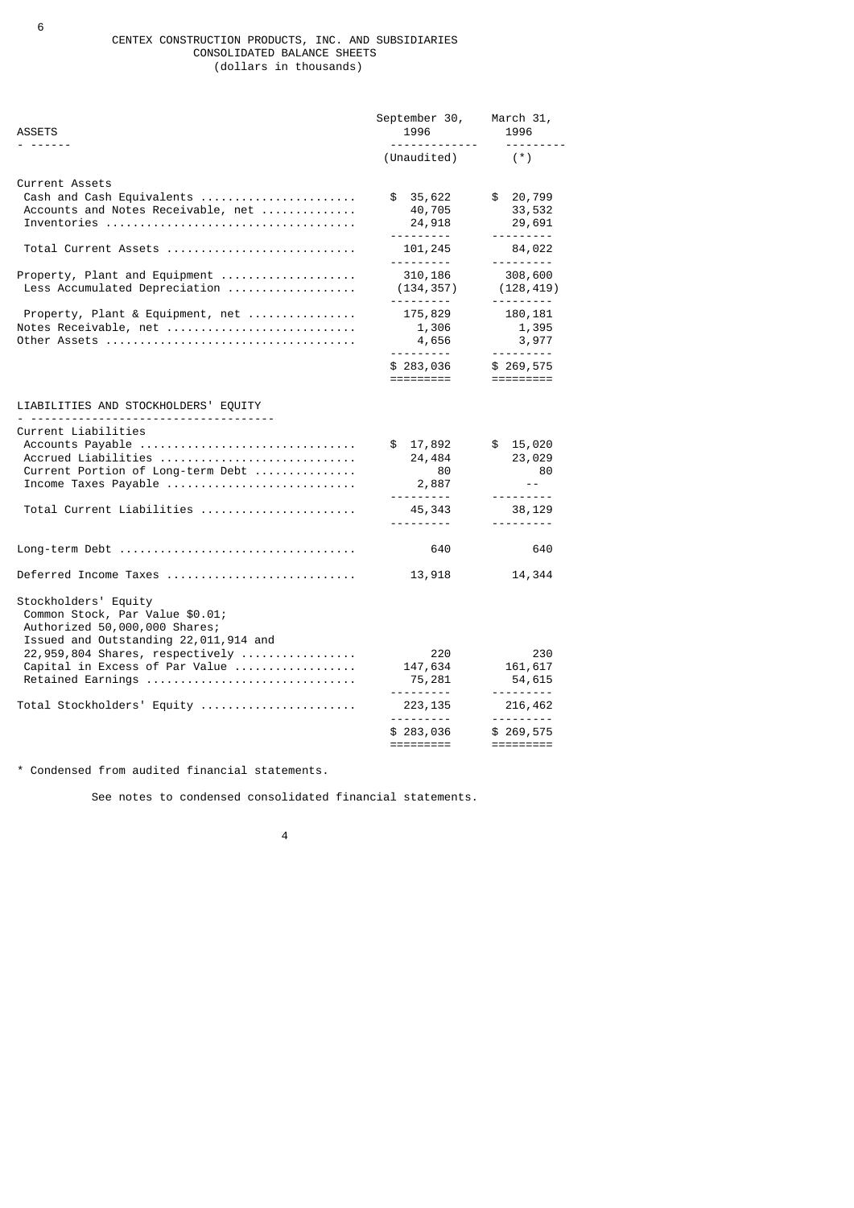CENTEX CONSTRUCTION PRODUCTS, INC. AND SUBSIDIARIES
CONSOLIDATED BALANCE SHEETS
(dollars in thousands)

| ASSETS | September 30, 1996 (Unaudited) | March 31, 1996 (*) |
|---|---|---|
| **Current Assets** | | |
| Cash and Cash Equivalents | $ 35,622 | $ 20,799 |
| Accounts and Notes Receivable, net | 40,705 | 33,532 |
| Inventories | 24,918 | 29,691 |
| Total Current Assets | 101,245 | 84,022 |
| Property, Plant and Equipment | 310,186 | 308,600 |
| Less Accumulated Depreciation | (134,357) | (128,419) |
| Property, Plant & Equipment, net | 175,829 | 180,181 |
| Notes Receivable, net | 1,306 | 1,395 |
| Other Assets | 4,656 | 3,977 |
| | $ 283,036 | $ 269,575 |

| LIABILITIES AND STOCKHOLDERS' EQUITY | September 30, 1996 | March 31, 1996 |
|---|---|---|
| **Current Liabilities** | | |
| Accounts Payable | $ 17,892 | $ 15,020 |
| Accrued Liabilities | 24,484 | 23,029 |
| Current Portion of Long-term Debt | 80 | 80 |
| Income Taxes Payable | 2,887 | -- |
| Total Current Liabilities | 45,343 | 38,129 |
| Long-term Debt | 640 | 640 |
| Deferred Income Taxes | 13,918 | 14,344 |
| **Stockholders' Equity** | | |
| Common Stock, Par Value $0.01; Authorized 50,000,000 Shares; Issued and Outstanding 22,011,914 and 22,959,804 Shares, respectively | 220 | 230 |
| Capital in Excess of Par Value | 147,634 | 161,617 |
| Retained Earnings | 75,281 | 54,615 |
| Total Stockholders' Equity | 223,135 | 216,462 |
| | $ 283,036 | $ 269,575 |

\* Condensed from audited financial statements.

See notes to condensed consolidated financial statements.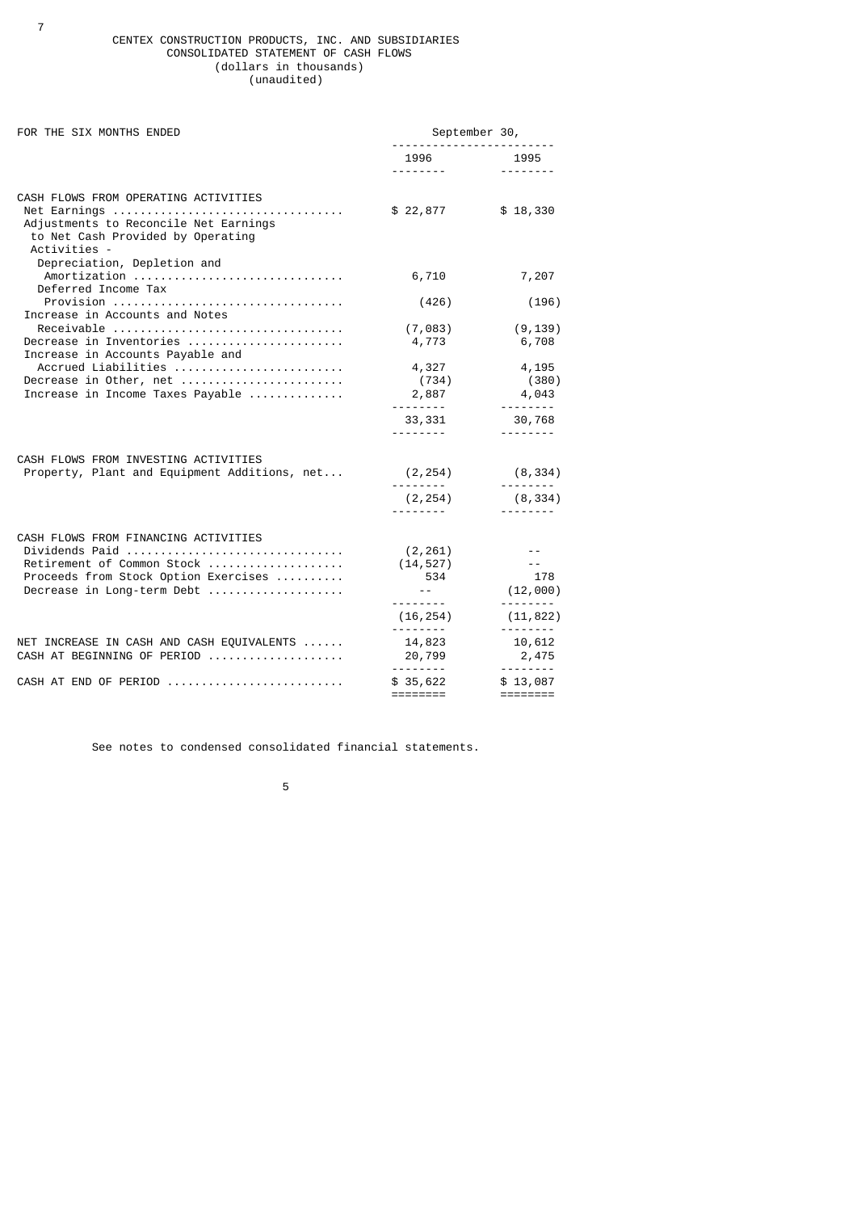# CENTEX CONSTRUCTION PRODUCTS, INC. AND SUBSIDIARIES

## CONSOLIDATED STATEMENT OF CASH FLOWS

(dollars in thousands)
(unaudited)

| FOR THE SIX MONTHS ENDED | September 30, 1996 | September 30, 1995 |
|---|---|---|
| **CASH FLOWS FROM OPERATING ACTIVITIES** | | |
| Net Earnings | $ 22,877 | $ 18,330 |
| Adjustments to Reconcile Net Earnings to Net Cash Provided by Operating Activities - | | |
| Depreciation, Depletion and Amortization | 6,710 | 7,207 |
| Deferred Income Tax Provision | (426) | (196) |
| Increase in Accounts and Notes Receivable | (7,083) | (9,139) |
| Decrease in Inventories | 4,773 | 6,708 |
| Increase in Accounts Payable and Accrued Liabilities | 4,327 | 4,195 |
| Decrease in Other, net | (734) | (380) |
| Increase in Income Taxes Payable | 2,887 | 4,043 |
| | 33,331 | 30,768 |
| **CASH FLOWS FROM INVESTING ACTIVITIES** | | |
| Property, Plant and Equipment Additions, net | (2,254) | (8,334) |
| | (2,254) | (8,334) |
| **CASH FLOWS FROM FINANCING ACTIVITIES** | | |
| Dividends Paid | (2,261) | -- |
| Retirement of Common Stock | (14,527) | -- |
| Proceeds from Stock Option Exercises | 534 | 178 |
| Decrease in Long-term Debt | -- | (12,000) |
| | (16,254) | (11,822) |
| NET INCREASE IN CASH AND CASH EQUIVALENTS | 14,823 | 10,612 |
| CASH AT BEGINNING OF PERIOD | 20,799 | 2,475 |
| CASH AT END OF PERIOD | $ 35,622 | $ 13,087 |

See notes to condensed consolidated financial statements.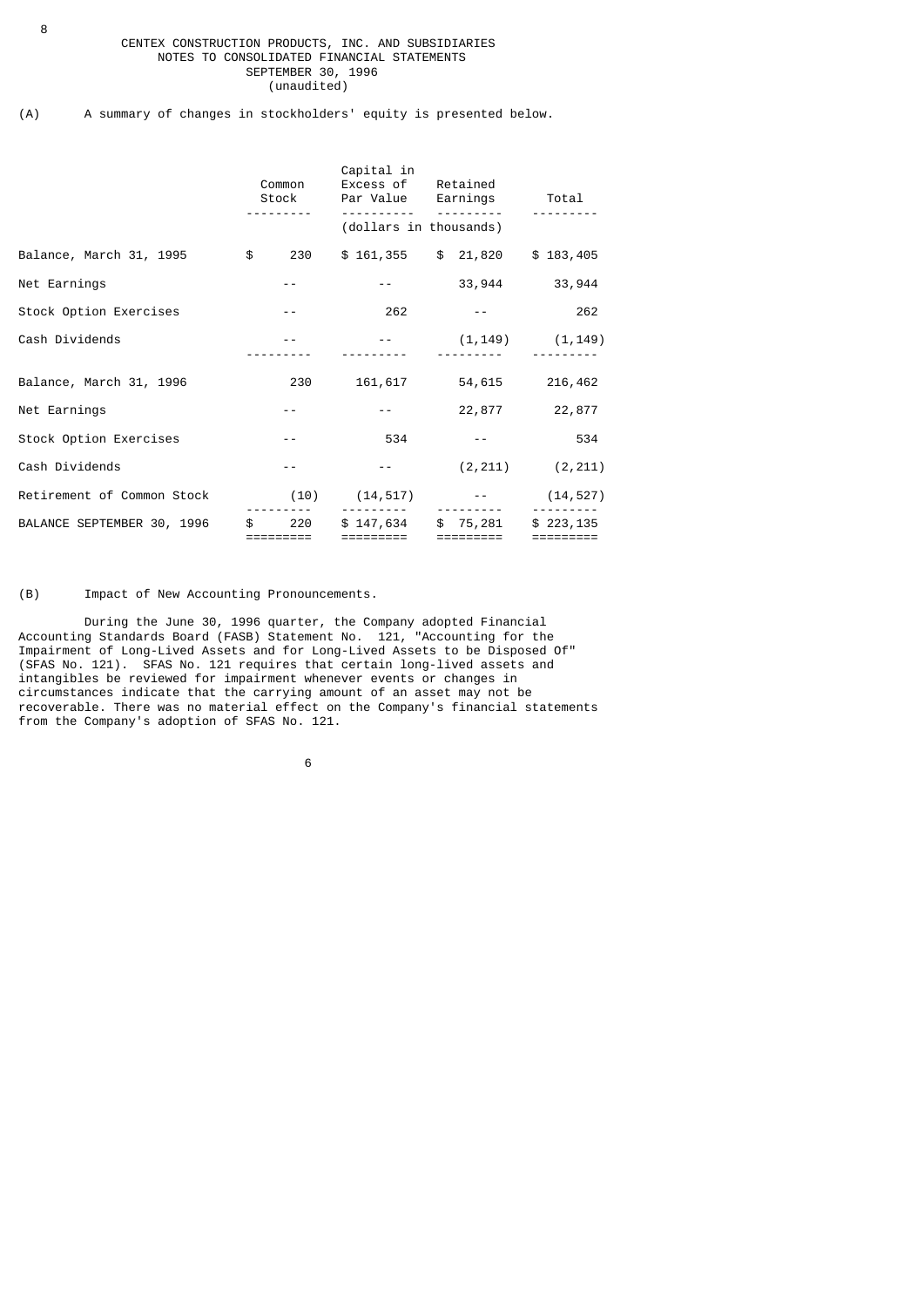CENTEX CONSTRUCTION PRODUCTS, INC. AND SUBSIDIARIES
NOTES TO CONSOLIDATED FINANCIAL STATEMENTS
SEPTEMBER 30, 1996
(unaudited)

(A) A summary of changes in stockholders' equity is presented below.

| | Common Stock | Capital in Excess of Par Value | Retained Earnings | Total |
|---|---|---|---|---|
| | | (dollars in thousands) | | |
| Balance, March 31, 1995 | $ 230 | $ 161,355 | $ 21,820 | $ 183,405 |
| Net Earnings | -- | -- | 33,944 | 33,944 |
| Stock Option Exercises | -- | 262 | -- | 262 |
| Cash Dividends | -- | -- | (1,149) | (1,149) |
| Balance, March 31, 1996 | 230 | 161,617 | 54,615 | 216,462 |
| Net Earnings | -- | -- | 22,877 | 22,877 |
| Stock Option Exercises | -- | 534 | -- | 534 |
| Cash Dividends | -- | -- | (2,211) | (2,211) |
| Retirement of Common Stock | (10) | (14,517) | -- | (14,527) |
| BALANCE SEPTEMBER 30, 1996 | $ 220 | $ 147,634 | $ 75,281 | $ 223,135 |

(B) Impact of New Accounting Pronouncements.

During the June 30, 1996 quarter, the Company adopted Financial Accounting Standards Board (FASB) Statement No. 121, "Accounting for the Impairment of Long-Lived Assets and for Long-Lived Assets to be Disposed Of" (SFAS No. 121). SFAS No. 121 requires that certain long-lived assets and intangibles be reviewed for impairment whenever events or changes in circumstances indicate that the carrying amount of an asset may not be recoverable. There was no material effect on the Company's financial statements from the Company's adoption of SFAS No. 121.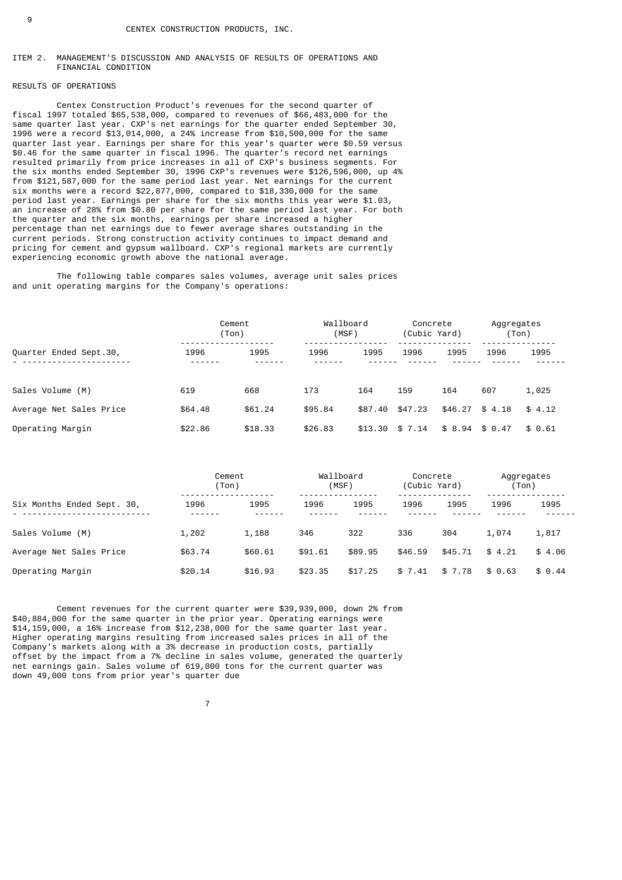CENTEX CONSTRUCTION PRODUCTS, INC.

## ITEM 2. MANAGEMENT'S DISCUSSION AND ANALYSIS OF RESULTS OF OPERATIONS AND FINANCIAL CONDITION

### RESULTS OF OPERATIONS

Centex Construction Product's revenues for the second quarter of fiscal 1997 totaled $65,538,000, compared to revenues of $66,483,000 for the same quarter last year. CXP's net earnings for the quarter ended September 30, 1996 were a record $13,014,000, a 24% increase from $10,500,000 for the same quarter last year. Earnings per share for this year's quarter were $0.59 versus $0.46 for the same quarter in fiscal 1996. The quarter's record net earnings resulted primarily from price increases in all of CXP's business segments. For the six months ended September 30, 1996 CXP's revenues were $126,596,000, up 4% from $121,587,000 for the same period last year. Net earnings for the current six months were a record $22,877,000, compared to $18,330,000 for the same period last year. Earnings per share for the six months this year were $1.03, an increase of 28% from $0.80 per share for the same period last year. For both the quarter and the six months, earnings per share increased a higher percentage than net earnings due to fewer average shares outstanding in the current periods. Strong construction activity continues to impact demand and pricing for cement and gypsum wallboard. CXP's regional markets are currently experiencing economic growth above the national average.

The following table compares sales volumes, average unit sales prices and unit operating margins for the Company's operations:

| | Cement (Ton) | | Wallboard (MSF) | | Concrete (Cubic Yard) | | Aggregates (Ton) | |
|---|---|---|---|---|---|---|---|---|
| Quarter Ended Sept.30, | 1996 | 1995 | 1996 | 1995 | 1996 | 1995 | 1996 | 1995 |
| Sales Volume (M) | 619 | 668 | 173 | 164 | 159 | 164 | 607 | 1,025 |
| Average Net Sales Price | $64.48 | $61.24 | $95.84 | $87.40 | $47.23 | $46.27 | $ 4.18 | $ 4.12 |
| Operating Margin | $22.86 | $18.33 | $26.83 | $13.30 | $ 7.14 | $ 8.94 | $ 0.47 | $ 0.61 |

| | Cement (Ton) | | Wallboard (MSF) | | Concrete (Cubic Yard) | | Aggregates (Ton) | |
|---|---|---|---|---|---|---|---|---|
| Six Months Ended Sept. 30, | 1996 | 1995 | 1996 | 1995 | 1996 | 1995 | 1996 | 1995 |
| Sales Volume (M) | 1,202 | 1,188 | 346 | 322 | 336 | 304 | 1,074 | 1,817 |
| Average Net Sales Price | $63.74 | $60.61 | $91.61 | $89.95 | $46.59 | $45.71 | $ 4.21 | $ 4.06 |
| Operating Margin | $20.14 | $16.93 | $23.35 | $17.25 | $ 7.41 | $ 7.78 | $ 0.63 | $ 0.44 |

Cement revenues for the current quarter were $39,939,000, down 2% from $40,884,000 for the same quarter in the prior year. Operating earnings were $14,159,000, a 16% increase from $12,238,000 for the same quarter last year. Higher operating margins resulting from increased sales prices in all of the Company's markets along with a 3% decrease in production costs, partially offset by the impact from a 7% decline in sales volume, generated the quarterly net earnings gain. Sales volume of 619,000 tons for the current quarter was down 49,000 tons from prior year's quarter due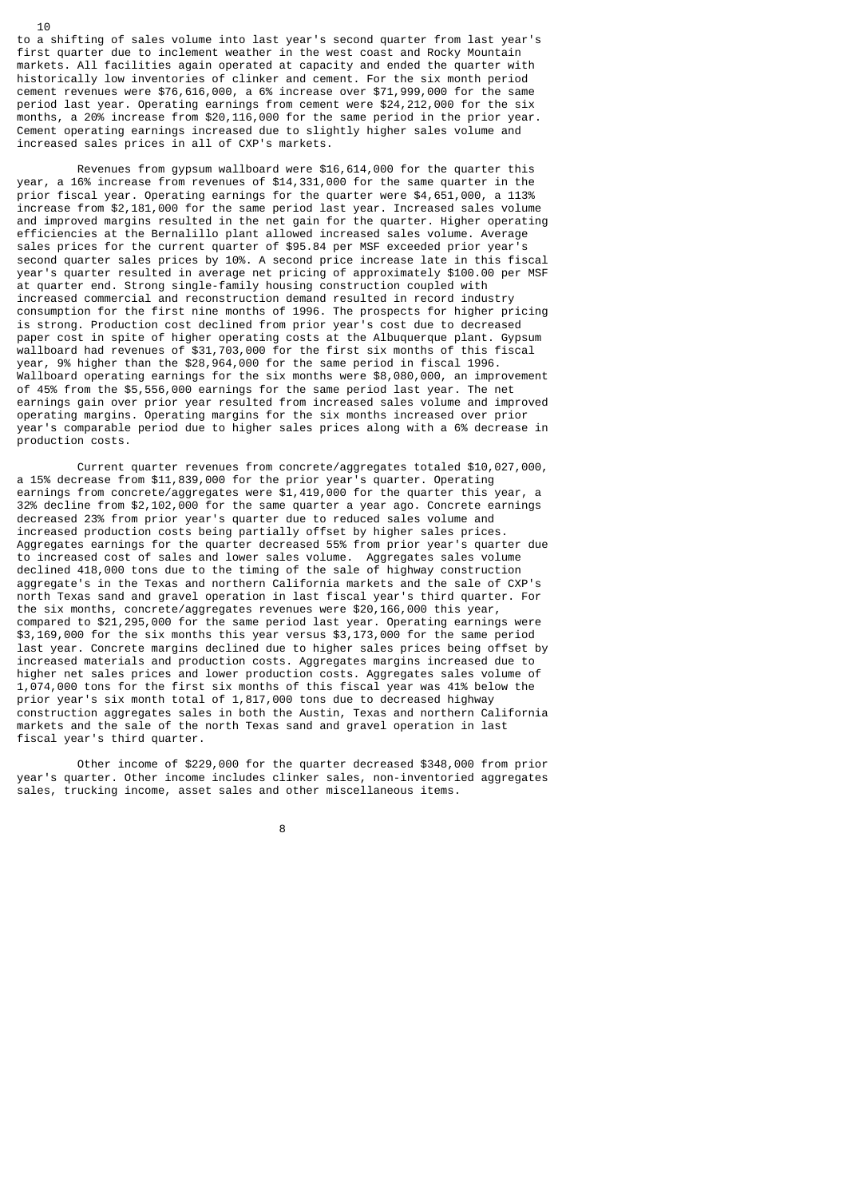to a shifting of sales volume into last year's second quarter from last year's first quarter due to inclement weather in the west coast and Rocky Mountain markets. All facilities again operated at capacity and ended the quarter with historically low inventories of clinker and cement. For the six month period cement revenues were $76,616,000, a 6% increase over $71,999,000 for the same period last year. Operating earnings from cement were $24,212,000 for the six months, a 20% increase from $20,116,000 for the same period in the prior year. Cement operating earnings increased due to slightly higher sales volume and increased sales prices in all of CXP's markets.

Revenues from gypsum wallboard were $16,614,000 for the quarter this year, a 16% increase from revenues of $14,331,000 for the same quarter in the prior fiscal year. Operating earnings for the quarter were $4,651,000, a 113% increase from $2,181,000 for the same period last year. Increased sales volume and improved margins resulted in the net gain for the quarter. Higher operating efficiencies at the Bernalillo plant allowed increased sales volume. Average sales prices for the current quarter of $95.84 per MSF exceeded prior year's second quarter sales prices by 10%. A second price increase late in this fiscal year's quarter resulted in average net pricing of approximately $100.00 per MSF at quarter end. Strong single-family housing construction coupled with increased commercial and reconstruction demand resulted in record industry consumption for the first nine months of 1996. The prospects for higher pricing is strong. Production cost declined from prior year's cost due to decreased paper cost in spite of higher operating costs at the Albuquerque plant. Gypsum wallboard had revenues of $31,703,000 for the first six months of this fiscal year, 9% higher than the $28,964,000 for the same period in fiscal 1996. Wallboard operating earnings for the six months were $8,080,000, an improvement of 45% from the $5,556,000 earnings for the same period last year. The net earnings gain over prior year resulted from increased sales volume and improved operating margins. Operating margins for the six months increased over prior year's comparable period due to higher sales prices along with a 6% decrease in production costs.

Current quarter revenues from concrete/aggregates totaled $10,027,000, a 15% decrease from $11,839,000 for the prior year's quarter. Operating earnings from concrete/aggregates were $1,419,000 for the quarter this year, a 32% decline from $2,102,000 for the same quarter a year ago. Concrete earnings decreased 23% from prior year's quarter due to reduced sales volume and increased production costs being partially offset by higher sales prices. Aggregates earnings for the quarter decreased 55% from prior year's quarter due to increased cost of sales and lower sales volume. Aggregates sales volume declined 418,000 tons due to the timing of the sale of highway construction aggregate's in the Texas and northern California markets and the sale of CXP's north Texas sand and gravel operation in last fiscal year's third quarter. For the six months, concrete/aggregates revenues were $20,166,000 this year, compared to $21,295,000 for the same period last year. Operating earnings were $3,169,000 for the six months this year versus $3,173,000 for the same period last year. Concrete margins declined due to higher sales prices being offset by increased materials and production costs. Aggregates margins increased due to higher net sales prices and lower production costs. Aggregates sales volume of 1,074,000 tons for the first six months of this fiscal year was 41% below the prior year's six month total of 1,817,000 tons due to decreased highway construction aggregates sales in both the Austin, Texas and northern California markets and the sale of the north Texas sand and gravel operation in last fiscal year's third quarter.

Other income of $229,000 for the quarter decreased $348,000 from prior year's quarter. Other income includes clinker sales, non-inventoried aggregates sales, trucking income, asset sales and other miscellaneous items.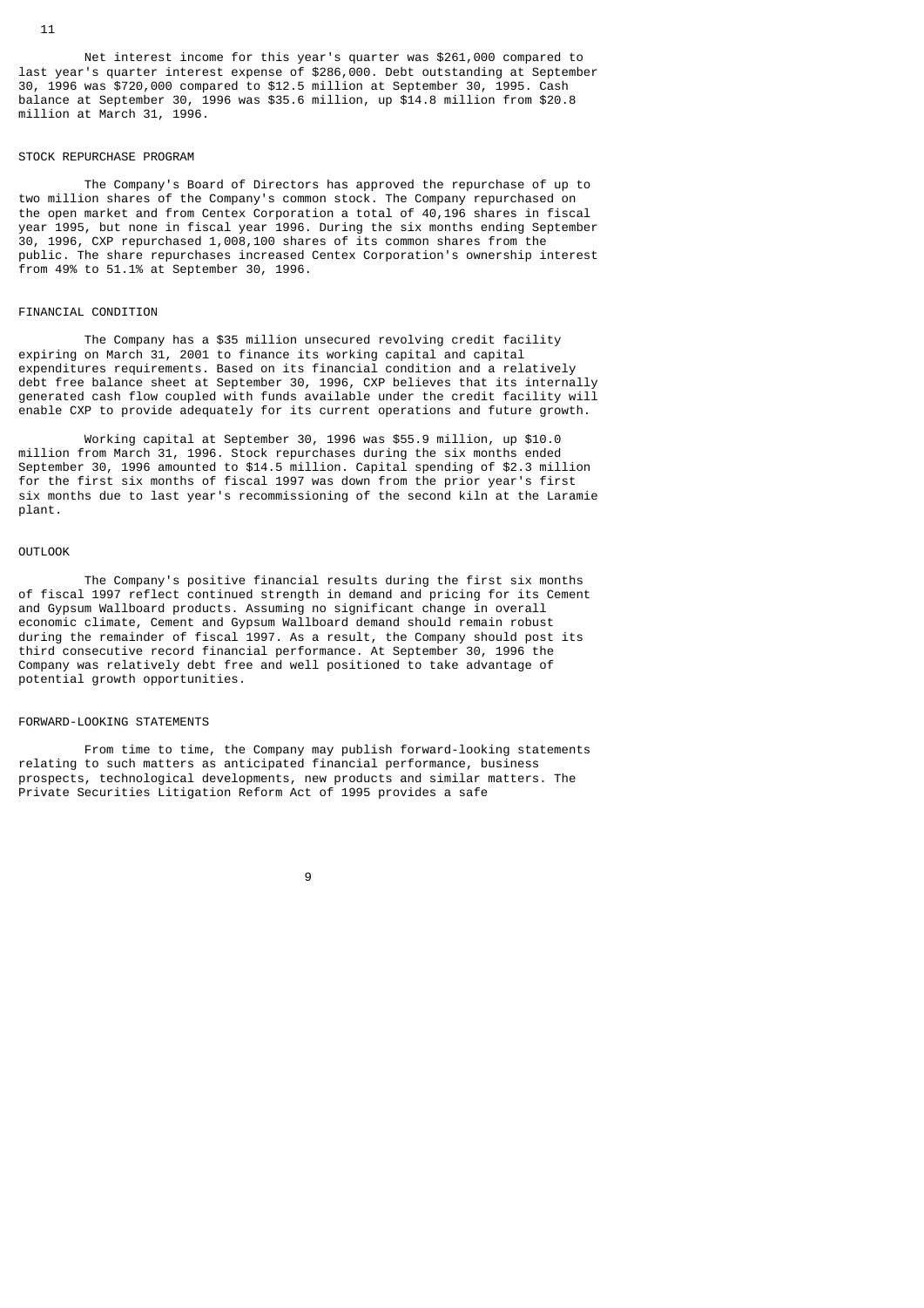Net interest income for this year's quarter was $261,000 compared to last year's quarter interest expense of $286,000. Debt outstanding at September 30, 1996 was $720,000 compared to $12.5 million at September 30, 1995. Cash balance at September 30, 1996 was $35.6 million, up $14.8 million from $20.8 million at March 31, 1996.

## STOCK REPURCHASE PROGRAM

The Company's Board of Directors has approved the repurchase of up to two million shares of the Company's common stock. The Company repurchased on the open market and from Centex Corporation a total of 40,196 shares in fiscal year 1995, but none in fiscal year 1996. During the six months ending September 30, 1996, CXP repurchased 1,008,100 shares of its common shares from the public. The share repurchases increased Centex Corporation's ownership interest from 49% to 51.1% at September 30, 1996.

## FINANCIAL CONDITION

The Company has a $35 million unsecured revolving credit facility expiring on March 31, 2001 to finance its working capital and capital expenditures requirements. Based on its financial condition and a relatively debt free balance sheet at September 30, 1996, CXP believes that its internally generated cash flow coupled with funds available under the credit facility will enable CXP to provide adequately for its current operations and future growth.

Working capital at September 30, 1996 was $55.9 million, up $10.0 million from March 31, 1996. Stock repurchases during the six months ended September 30, 1996 amounted to $14.5 million. Capital spending of $2.3 million for the first six months of fiscal 1997 was down from the prior year's first six months due to last year's recommissioning of the second kiln at the Laramie plant.

## OUTLOOK

The Company's positive financial results during the first six months of fiscal 1997 reflect continued strength in demand and pricing for its Cement and Gypsum Wallboard products. Assuming no significant change in overall economic climate, Cement and Gypsum Wallboard demand should remain robust during the remainder of fiscal 1997. As a result, the Company should post its third consecutive record financial performance. At September 30, 1996 the Company was relatively debt free and well positioned to take advantage of potential growth opportunities.

## FORWARD-LOOKING STATEMENTS

From time to time, the Company may publish forward-looking statements relating to such matters as anticipated financial performance, business prospects, technological developments, new products and similar matters. The Private Securities Litigation Reform Act of 1995 provides a safe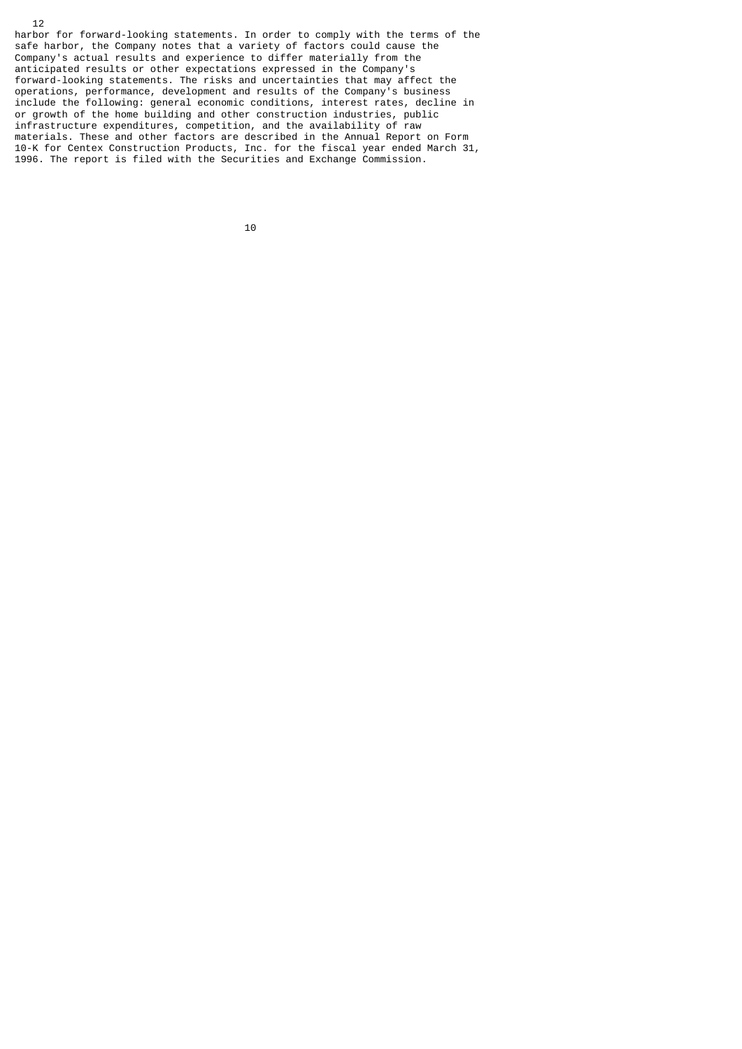harbor for forward-looking statements. In order to comply with the terms of the safe harbor, the Company notes that a variety of factors could cause the Company's actual results and experience to differ materially from the anticipated results or other expectations expressed in the Company's forward-looking statements. The risks and uncertainties that may affect the operations, performance, development and results of the Company's business include the following: general economic conditions, interest rates, decline in or growth of the home building and other construction industries, public infrastructure expenditures, competition, and the availability of raw materials. These and other factors are described in the Annual Report on Form 10-K for Centex Construction Products, Inc. for the fiscal year ended March 31, 1996. The report is filed with the Securities and Exchange Commission.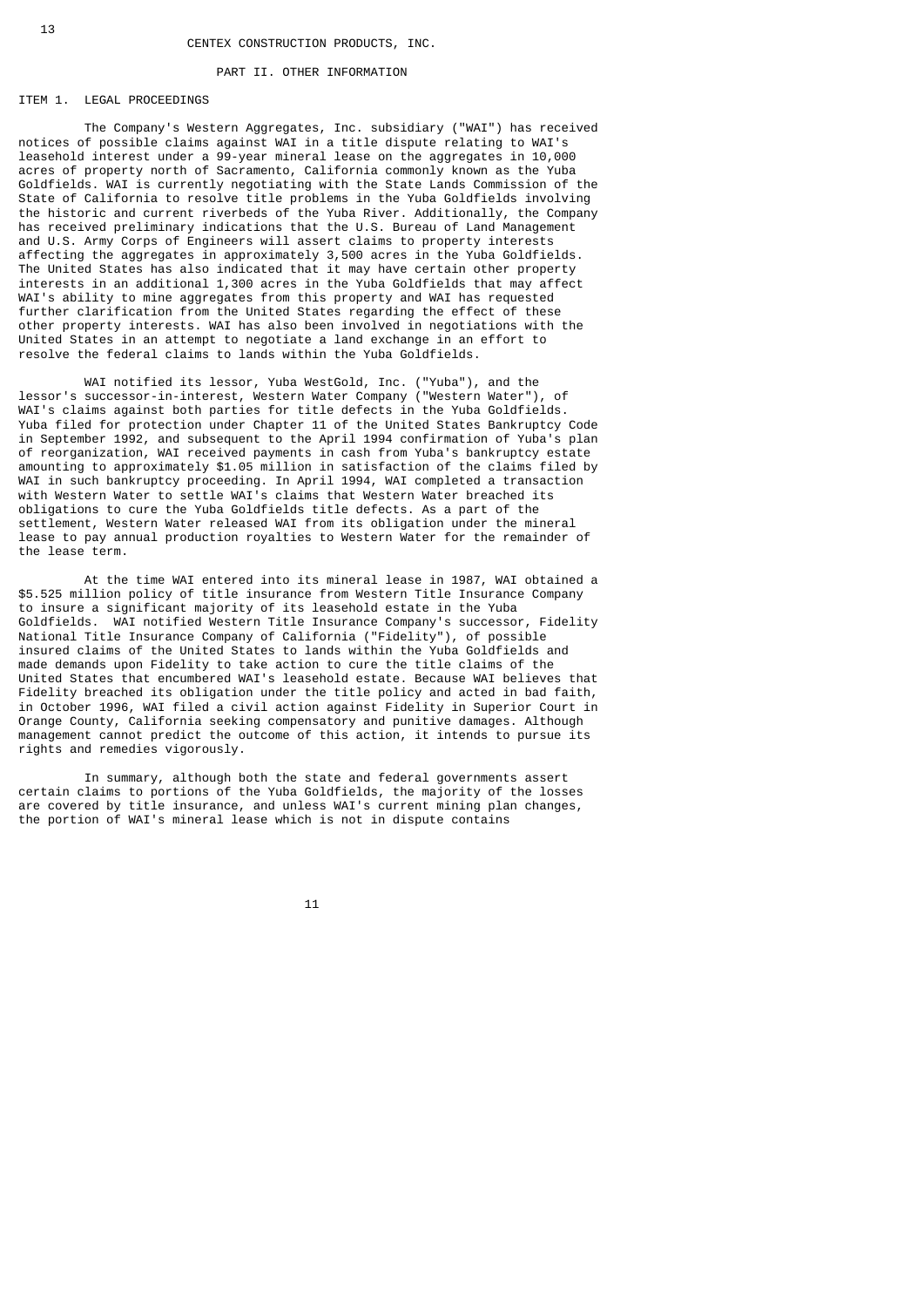CENTEX CONSTRUCTION PRODUCTS, INC.

PART II. OTHER INFORMATION

ITEM 1. LEGAL PROCEEDINGS

The Company's Western Aggregates, Inc. subsidiary ("WAI") has received notices of possible claims against WAI in a title dispute relating to WAI's leasehold interest under a 99-year mineral lease on the aggregates in 10,000 acres of property north of Sacramento, California commonly known as the Yuba Goldfields. WAI is currently negotiating with the State Lands Commission of the State of California to resolve title problems in the Yuba Goldfields involving the historic and current riverbeds of the Yuba River. Additionally, the Company has received preliminary indications that the U.S. Bureau of Land Management and U.S. Army Corps of Engineers will assert claims to property interests affecting the aggregates in approximately 3,500 acres in the Yuba Goldfields. The United States has also indicated that it may have certain other property interests in an additional 1,300 acres in the Yuba Goldfields that may affect WAI's ability to mine aggregates from this property and WAI has requested further clarification from the United States regarding the effect of these other property interests. WAI has also been involved in negotiations with the United States in an attempt to negotiate a land exchange in an effort to resolve the federal claims to lands within the Yuba Goldfields.

WAI notified its lessor, Yuba WestGold, Inc. ("Yuba"), and the lessor's successor-in-interest, Western Water Company ("Western Water"), of WAI's claims against both parties for title defects in the Yuba Goldfields. Yuba filed for protection under Chapter 11 of the United States Bankruptcy Code in September 1992, and subsequent to the April 1994 confirmation of Yuba's plan of reorganization, WAI received payments in cash from Yuba's bankruptcy estate amounting to approximately $1.05 million in satisfaction of the claims filed by WAI in such bankruptcy proceeding. In April 1994, WAI completed a transaction with Western Water to settle WAI's claims that Western Water breached its obligations to cure the Yuba Goldfields title defects. As a part of the settlement, Western Water released WAI from its obligation under the mineral lease to pay annual production royalties to Western Water for the remainder of the lease term.

At the time WAI entered into its mineral lease in 1987, WAI obtained a $5.525 million policy of title insurance from Western Title Insurance Company to insure a significant majority of its leasehold estate in the Yuba Goldfields. WAI notified Western Title Insurance Company's successor, Fidelity National Title Insurance Company of California ("Fidelity"), of possible insured claims of the United States to lands within the Yuba Goldfields and made demands upon Fidelity to take action to cure the title claims of the United States that encumbered WAI's leasehold estate. Because WAI believes that Fidelity breached its obligation under the title policy and acted in bad faith, in October 1996, WAI filed a civil action against Fidelity in Superior Court in Orange County, California seeking compensatory and punitive damages. Although management cannot predict the outcome of this action, it intends to pursue its rights and remedies vigorously.

In summary, although both the state and federal governments assert certain claims to portions of the Yuba Goldfields, the majority of the losses are covered by title insurance, and unless WAI's current mining plan changes, the portion of WAI's mineral lease which is not in dispute contains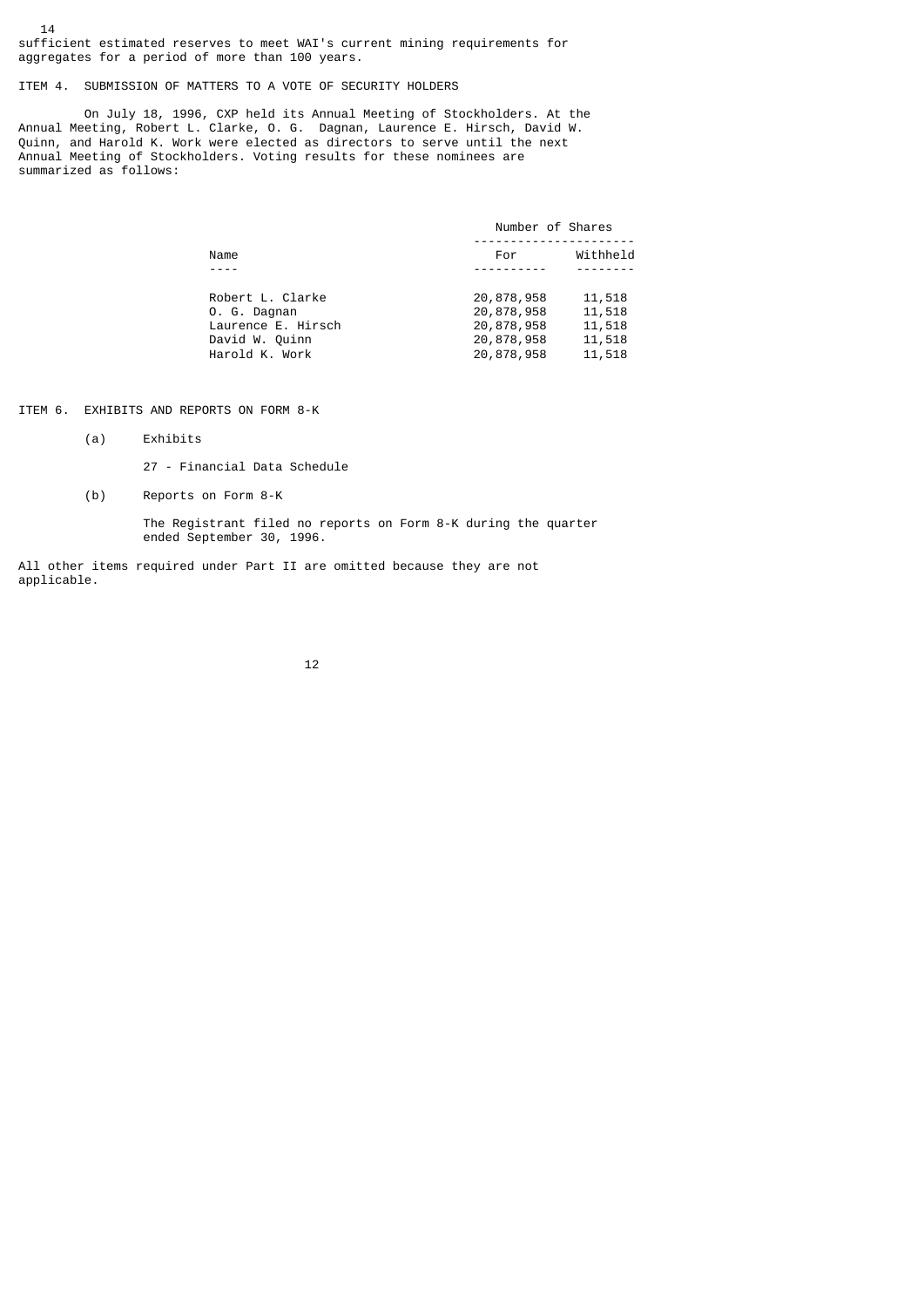sufficient estimated reserves to meet WAI's current mining requirements for aggregates for a period of more than 100 years.

## ITEM 4. SUBMISSION OF MATTERS TO A VOTE OF SECURITY HOLDERS

On July 18, 1996, CXP held its Annual Meeting of Stockholders. At the Annual Meeting, Robert L. Clarke, O. G. Dagnan, Laurence E. Hirsch, David W. Quinn, and Harold K. Work were elected as directors to serve until the next Annual Meeting of Stockholders. Voting results for these nominees are summarized as follows:

| | Number of Shares | |
|---|---|---|
| Name | For | Withheld |
| Robert L. Clarke | 20,878,958 | 11,518 |
| O. G. Dagnan | 20,878,958 | 11,518 |
| Laurence E. Hirsch | 20,878,958 | 11,518 |
| David W. Quinn | 20,878,958 | 11,518 |
| Harold K. Work | 20,878,958 | 11,518 |

## ITEM 6. EXHIBITS AND REPORTS ON FORM 8-K

(a) Exhibits

27 - Financial Data Schedule

(b) Reports on Form 8-K

The Registrant filed no reports on Form 8-K during the quarter ended September 30, 1996.

All other items required under Part II are omitted because they are not applicable.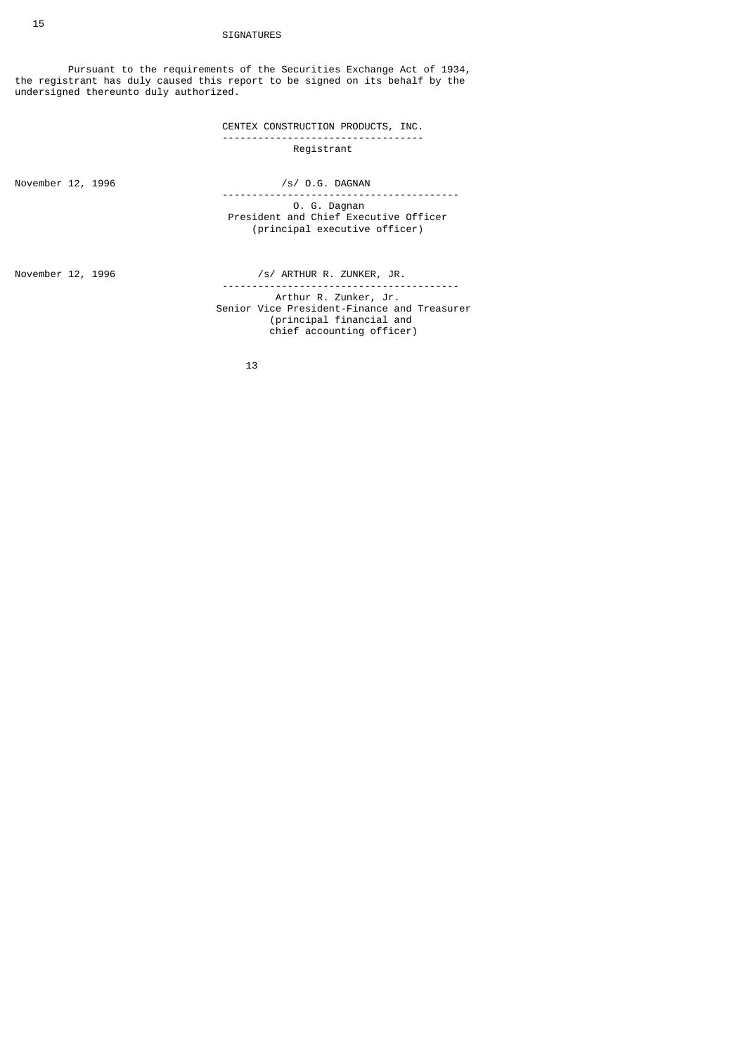# SIGNATURES

Pursuant to the requirements of the Securities Exchange Act of 1934, the registrant has duly caused this report to be signed on its behalf by the undersigned thereunto duly authorized.

CENTEX CONSTRUCTION PRODUCTS, INC.

Registrant

November 12, 1996

/s/ O.G. DAGNAN

O. G. Dagnan
President and Chief Executive Officer
(principal executive officer)

November 12, 1996

/s/ ARTHUR R. ZUNKER, JR.

Arthur R. Zunker, Jr.
Senior Vice President-Finance and Treasurer
(principal financial and
chief accounting officer)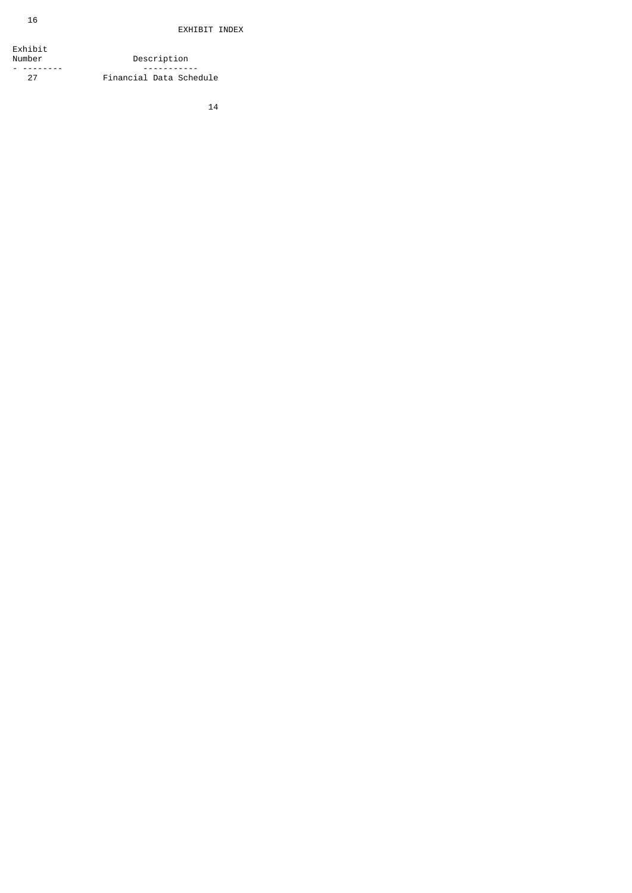# EXHIBIT INDEX

| Exhibit Number | Description |
| --- | --- |
| 27 | Financial Data Schedule |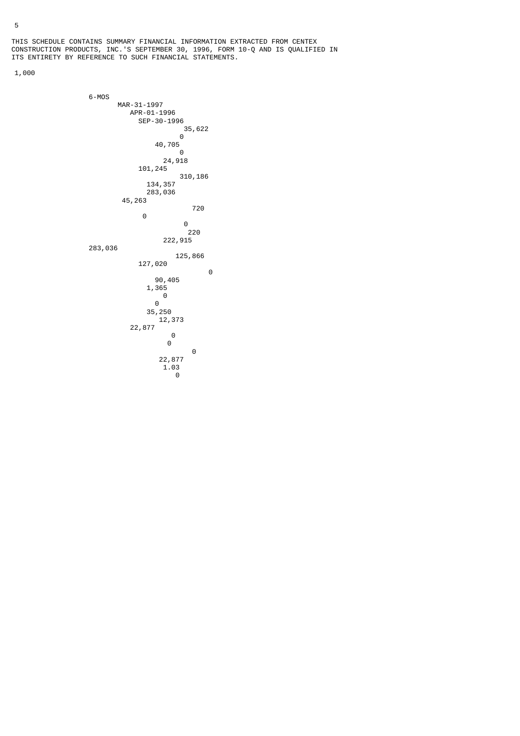5

THIS SCHEDULE CONTAINS SUMMARY FINANCIAL INFORMATION EXTRACTED FROM CENTEX CONSTRUCTION PRODUCTS, INC.'S SEPTEMBER 30, 1996, FORM 10-Q AND IS QUALIFIED IN ITS ENTIRETY BY REFERENCE TO SUCH FINANCIAL STATEMENTS.

1,000

```
6-MOS
       MAR-31-1997
          APR-01-1996
            SEP-30-1996
                        35,622
                             0
                    40,705
                             0
                      24,918
                101,245
                       310,186
                  134,357
                  283,036
          45,263
                           720
             0
                             0
                           220
                    222,915
283,036
                       125,866
               127,020
                                 0
                    90,405
                 1,365
                     0
                0
                  35,250
                     12,373
            22,877
                      0
                     0
                            0
                    22,877
                      1.03
                         0
```